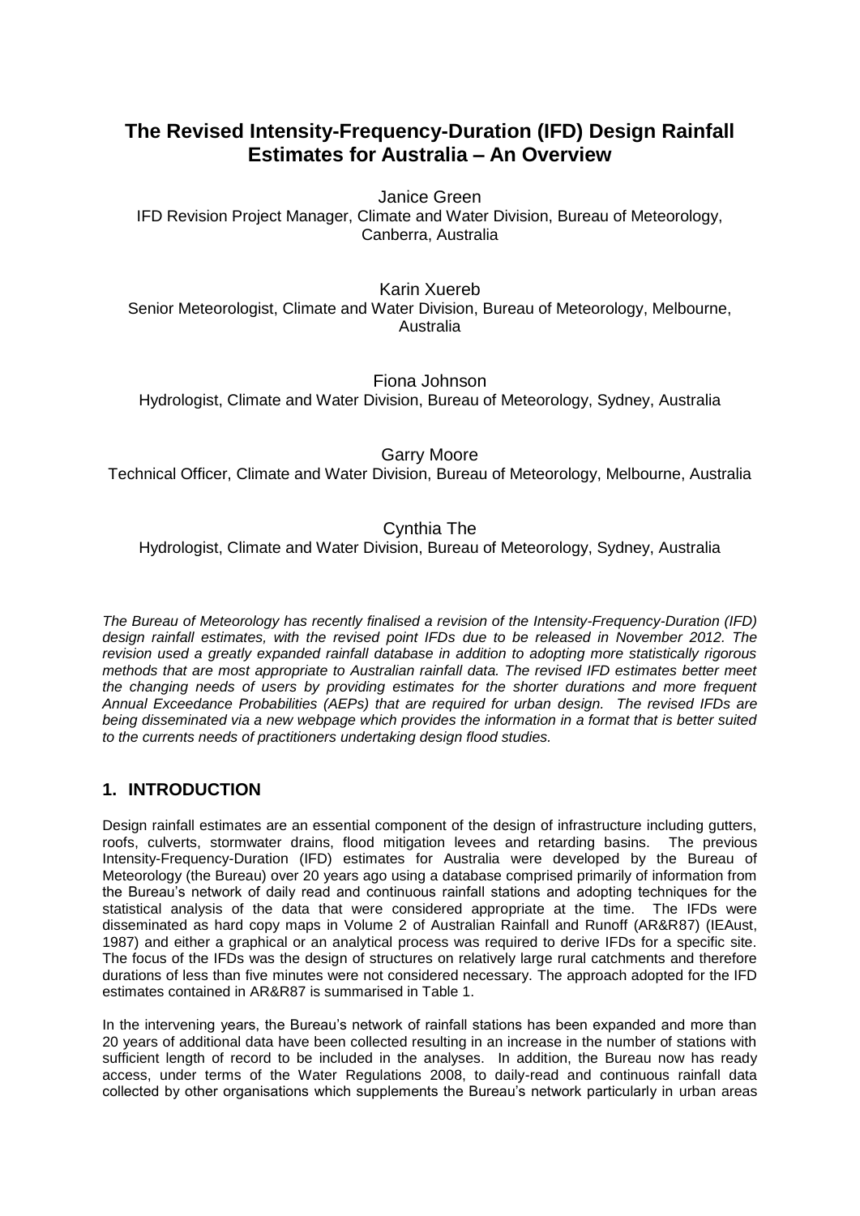# The Revised Intensity-Frequency-Duration (IFD) Design Rainfall Estimates for Australia – An Overview

Janice Green
IFD Revision Project Manager, Climate and Water Division, Bureau of Meteorology, Canberra, Australia

Karin Xuereb
Senior Meteorologist, Climate and Water Division, Bureau of Meteorology, Melbourne, Australia

Fiona Johnson
Hydrologist, Climate and Water Division, Bureau of Meteorology, Sydney, Australia

Garry Moore
Technical Officer, Climate and Water Division, Bureau of Meteorology, Melbourne, Australia

Cynthia The
Hydrologist, Climate and Water Division, Bureau of Meteorology, Sydney, Australia

*The Bureau of Meteorology has recently finalised a revision of the Intensity-Frequency-Duration (IFD) design rainfall estimates, with the revised point IFDs due to be released in November 2012. The revision used a greatly expanded rainfall database in addition to adopting more statistically rigorous methods that are most appropriate to Australian rainfall data. The revised IFD estimates better meet the changing needs of users by providing estimates for the shorter durations and more frequent Annual Exceedance Probabilities (AEPs) that are required for urban design. The revised IFDs are being disseminated via a new webpage which provides the information in a format that is better suited to the currents needs of practitioners undertaking design flood studies.*

## 1. INTRODUCTION

Design rainfall estimates are an essential component of the design of infrastructure including gutters, roofs, culverts, stormwater drains, flood mitigation levees and retarding basins. The previous Intensity-Frequency-Duration (IFD) estimates for Australia were developed by the Bureau of Meteorology (the Bureau) over 20 years ago using a database comprised primarily of information from the Bureau's network of daily read and continuous rainfall stations and adopting techniques for the statistical analysis of the data that were considered appropriate at the time. The IFDs were disseminated as hard copy maps in Volume 2 of Australian Rainfall and Runoff (AR&R87) (IEAust, 1987) and either a graphical or an analytical process was required to derive IFDs for a specific site. The focus of the IFDs was the design of structures on relatively large rural catchments and therefore durations of less than five minutes were not considered necessary. The approach adopted for the IFD estimates contained in AR&R87 is summarised in Table 1.

In the intervening years, the Bureau's network of rainfall stations has been expanded and more than 20 years of additional data have been collected resulting in an increase in the number of stations with sufficient length of record to be included in the analyses. In addition, the Bureau now has ready access, under terms of the Water Regulations 2008, to daily-read and continuous rainfall data collected by other organisations which supplements the Bureau's network particularly in urban areas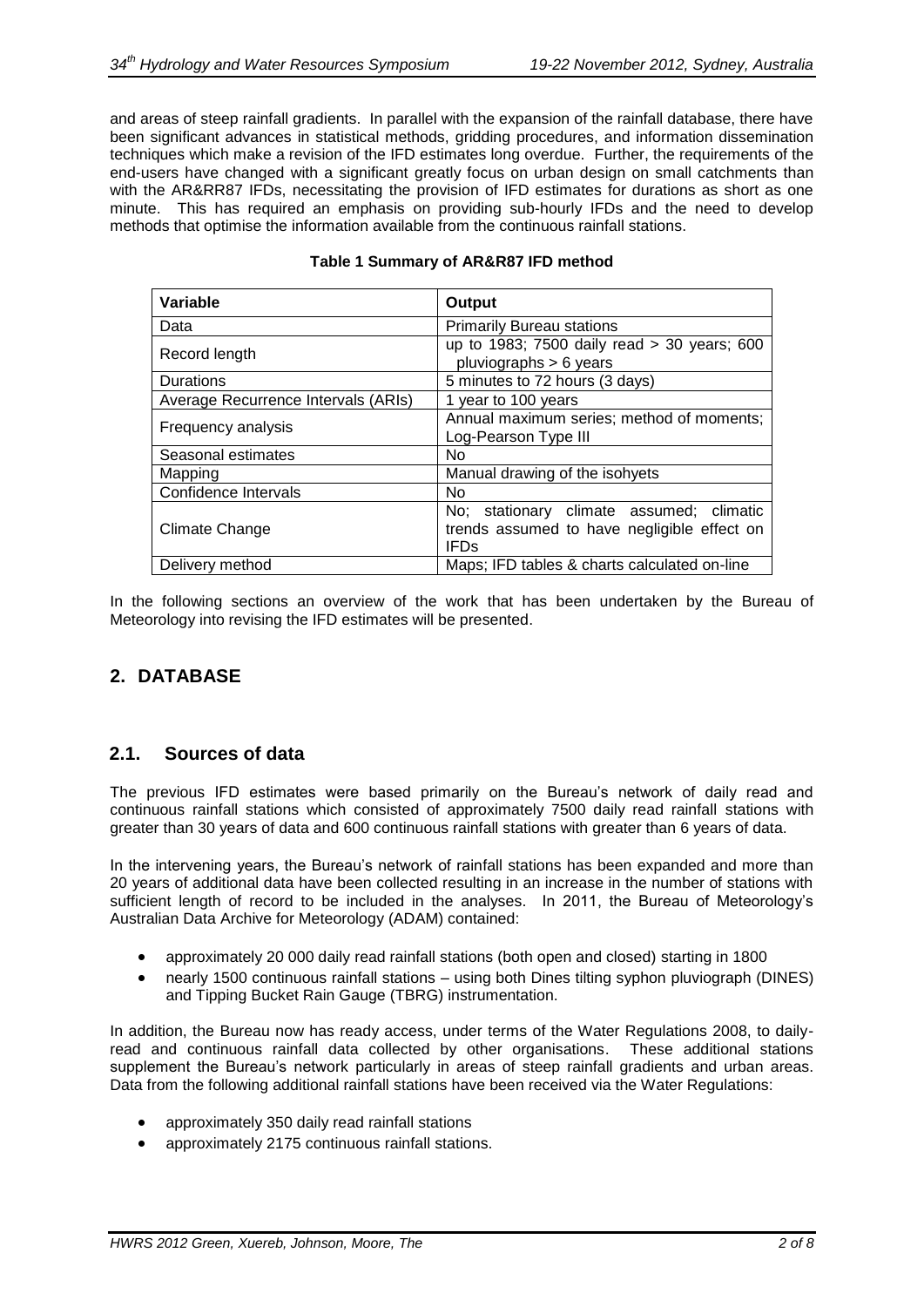and areas of steep rainfall gradients. In parallel with the expansion of the rainfall database, there have been significant advances in statistical methods, gridding procedures, and information dissemination techniques which make a revision of the IFD estimates long overdue. Further, the requirements of the end-users have changed with a significant greatly focus on urban design on small catchments than with the AR&RR87 IFDs, necessitating the provision of IFD estimates for durations as short as one minute. This has required an emphasis on providing sub-hourly IFDs and the need to develop methods that optimise the information available from the continuous rainfall stations.

**Table 1 Summary of AR&R87 IFD method**

| Variable | Output |
|---|---|
| Data | Primarily Bureau stations |
| Record length | up to 1983; 7500 daily read > 30 years; 600 pluviographs > 6 years |
| Durations | 5 minutes to 72 hours (3 days) |
| Average Recurrence Intervals (ARIs) | 1 year to 100 years |
| Frequency analysis | Annual maximum series; method of moments; Log-Pearson Type III |
| Seasonal estimates | No |
| Mapping | Manual drawing of the isohyets |
| Confidence Intervals | No |
| Climate Change | No; stationary climate assumed; climatic trends assumed to have negligible effect on IFDs |
| Delivery method | Maps; IFD tables & charts calculated on-line |

In the following sections an overview of the work that has been undertaken by the Bureau of Meteorology into revising the IFD estimates will be presented.

## 2. DATABASE

### 2.1. Sources of data

The previous IFD estimates were based primarily on the Bureau's network of daily read and continuous rainfall stations which consisted of approximately 7500 daily read rainfall stations with greater than 30 years of data and 600 continuous rainfall stations with greater than 6 years of data.

In the intervening years, the Bureau's network of rainfall stations has been expanded and more than 20 years of additional data have been collected resulting in an increase in the number of stations with sufficient length of record to be included in the analyses. In 2011, the Bureau of Meteorology's Australian Data Archive for Meteorology (ADAM) contained:

- approximately 20 000 daily read rainfall stations (both open and closed) starting in 1800
- nearly 1500 continuous rainfall stations – using both Dines tilting syphon pluviograph (DINES) and Tipping Bucket Rain Gauge (TBRG) instrumentation.

In addition, the Bureau now has ready access, under terms of the Water Regulations 2008, to daily-read and continuous rainfall data collected by other organisations. These additional stations supplement the Bureau's network particularly in areas of steep rainfall gradients and urban areas. Data from the following additional rainfall stations have been received via the Water Regulations:

- approximately 350 daily read rainfall stations
- approximately 2175 continuous rainfall stations.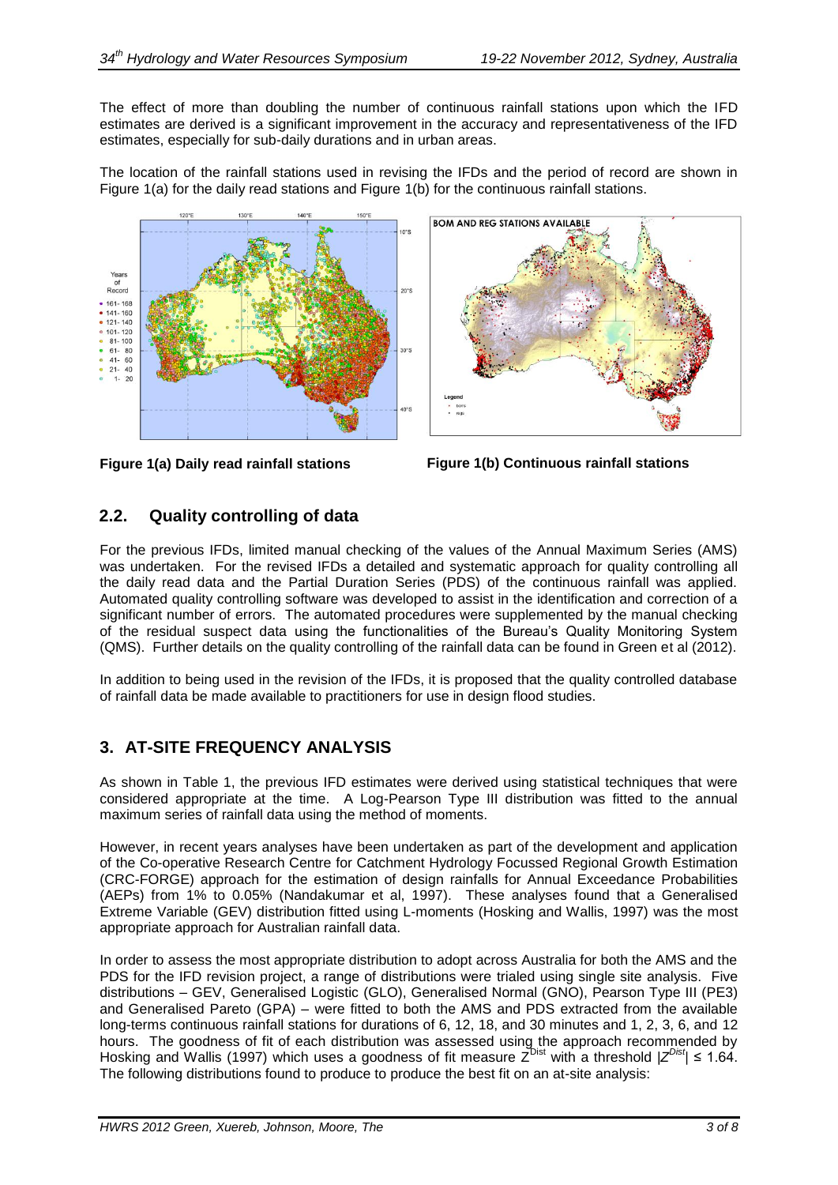The effect of more than doubling the number of continuous rainfall stations upon which the IFD estimates are derived is a significant improvement in the accuracy and representativeness of the IFD estimates, especially for sub-daily durations and in urban areas.

The location of the rainfall stations used in revising the IFDs and the period of record are shown in Figure 1(a) for the daily read stations and Figure 1(b) for the continuous rainfall stations.

**Figure 1(a) Daily read rainfall stations**

**Figure 1(b) Continuous rainfall stations**

## 2.2. Quality controlling of data

For the previous IFDs, limited manual checking of the values of the Annual Maximum Series (AMS) was undertaken. For the revised IFDs a detailed and systematic approach for quality controlling all the daily read data and the Partial Duration Series (PDS) of the continuous rainfall was applied. Automated quality controlling software was developed to assist in the identification and correction of a significant number of errors. The automated procedures were supplemented by the manual checking of the residual suspect data using the functionalities of the Bureau's Quality Monitoring System (QMS). Further details on the quality controlling of the rainfall data can be found in Green et al (2012).

In addition to being used in the revision of the IFDs, it is proposed that the quality controlled database of rainfall data be made available to practitioners for use in design flood studies.

# 3. AT-SITE FREQUENCY ANALYSIS

As shown in Table 1, the previous IFD estimates were derived using statistical techniques that were considered appropriate at the time. A Log-Pearson Type III distribution was fitted to the annual maximum series of rainfall data using the method of moments.

However, in recent years analyses have been undertaken as part of the development and application of the Co-operative Research Centre for Catchment Hydrology Focussed Regional Growth Estimation (CRC-FORGE) approach for the estimation of design rainfalls for Annual Exceedance Probabilities (AEPs) from 1% to 0.05% (Nandakumar et al, 1997). These analyses found that a Generalised Extreme Variable (GEV) distribution fitted using L-moments (Hosking and Wallis, 1997) was the most appropriate approach for Australian rainfall data.

In order to assess the most appropriate distribution to adopt across Australia for both the AMS and the PDS for the IFD revision project, a range of distributions were trialed using single site analysis. Five distributions – GEV, Generalised Logistic (GLO), Generalised Normal (GNO), Pearson Type III (PE3) and Generalised Pareto (GPA) – were fitted to both the AMS and PDS extracted from the available long-terms continuous rainfall stations for durations of 6, 12, 18, and 30 minutes and 1, 2, 3, 6, and 12 hours. The goodness of fit of each distribution was assessed using the approach recommended by Hosking and Wallis (1997) which uses a goodness of fit measure $Z^{Dist}$ with a threshold $|Z^{Dist}| \leq 1.64$. The following distributions found to produce to produce the best fit on an at-site analysis: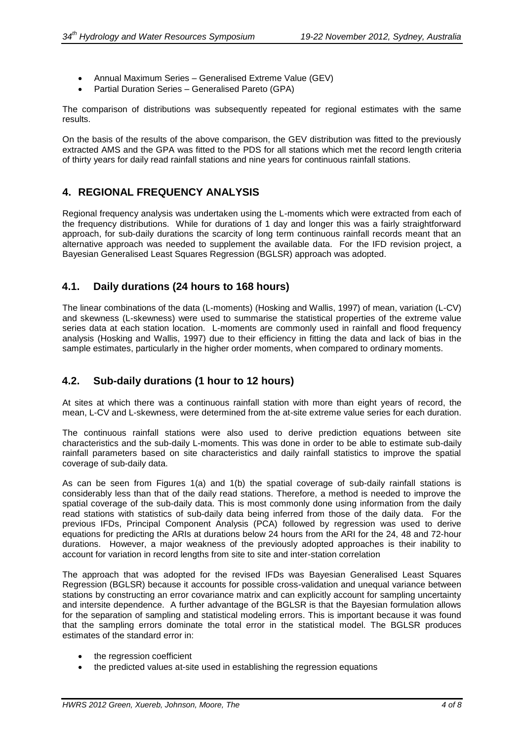- Annual Maximum Series – Generalised Extreme Value (GEV)
- Partial Duration Series – Generalised Pareto (GPA)

The comparison of distributions was subsequently repeated for regional estimates with the same results.

On the basis of the results of the above comparison, the GEV distribution was fitted to the previously extracted AMS and the GPA was fitted to the PDS for all stations which met the record length criteria of thirty years for daily read rainfall stations and nine years for continuous rainfall stations.

## 4. REGIONAL FREQUENCY ANALYSIS

Regional frequency analysis was undertaken using the L-moments which were extracted from each of the frequency distributions. While for durations of 1 day and longer this was a fairly straightforward approach, for sub-daily durations the scarcity of long term continuous rainfall records meant that an alternative approach was needed to supplement the available data. For the IFD revision project, a Bayesian Generalised Least Squares Regression (BGLSR) approach was adopted.

### 4.1. Daily durations (24 hours to 168 hours)

The linear combinations of the data (L-moments) (Hosking and Wallis, 1997) of mean, variation (L-CV) and skewness (L-skewness) were used to summarise the statistical properties of the extreme value series data at each station location. L-moments are commonly used in rainfall and flood frequency analysis (Hosking and Wallis, 1997) due to their efficiency in fitting the data and lack of bias in the sample estimates, particularly in the higher order moments, when compared to ordinary moments.

### 4.2. Sub-daily durations (1 hour to 12 hours)

At sites at which there was a continuous rainfall station with more than eight years of record, the mean, L-CV and L-skewness, were determined from the at-site extreme value series for each duration.

The continuous rainfall stations were also used to derive prediction equations between site characteristics and the sub-daily L-moments. This was done in order to be able to estimate sub-daily rainfall parameters based on site characteristics and daily rainfall statistics to improve the spatial coverage of sub-daily data.

As can be seen from Figures 1(a) and 1(b) the spatial coverage of sub-daily rainfall stations is considerably less than that of the daily read stations. Therefore, a method is needed to improve the spatial coverage of the sub-daily data. This is most commonly done using information from the daily read stations with statistics of sub-daily data being inferred from those of the daily data. For the previous IFDs, Principal Component Analysis (PCA) followed by regression was used to derive equations for predicting the ARIs at durations below 24 hours from the ARI for the 24, 48 and 72-hour durations. However, a major weakness of the previously adopted approaches is their inability to account for variation in record lengths from site to site and inter-station correlation

The approach that was adopted for the revised IFDs was Bayesian Generalised Least Squares Regression (BGLSR) because it accounts for possible cross-validation and unequal variance between stations by constructing an error covariance matrix and can explicitly account for sampling uncertainty and intersite dependence. A further advantage of the BGLSR is that the Bayesian formulation allows for the separation of sampling and statistical modeling errors. This is important because it was found that the sampling errors dominate the total error in the statistical model. The BGLSR produces estimates of the standard error in:

- the regression coefficient
- the predicted values at-site used in establishing the regression equations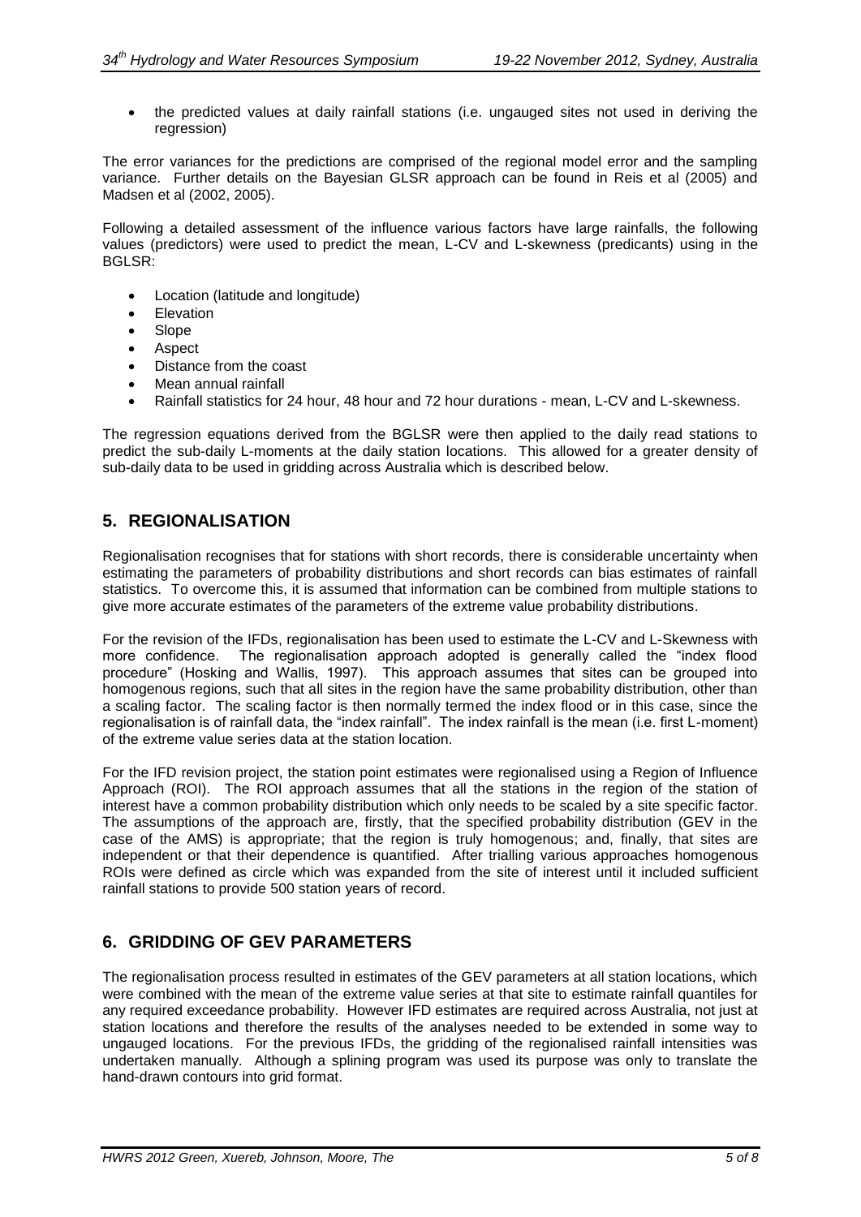- the predicted values at daily rainfall stations (i.e. ungauged sites not used in deriving the regression)

The error variances for the predictions are comprised of the regional model error and the sampling variance. Further details on the Bayesian GLSR approach can be found in Reis et al (2005) and Madsen et al (2002, 2005).

Following a detailed assessment of the influence various factors have large rainfalls, the following values (predictors) were used to predict the mean, L-CV and L-skewness (predicants) using in the BGLSR:

- Location (latitude and longitude)
- Elevation
- Slope
- Aspect
- Distance from the coast
- Mean annual rainfall
- Rainfall statistics for 24 hour, 48 hour and 72 hour durations - mean, L-CV and L-skewness.

The regression equations derived from the BGLSR were then applied to the daily read stations to predict the sub-daily L-moments at the daily station locations. This allowed for a greater density of sub-daily data to be used in gridding across Australia which is described below.

## 5. REGIONALISATION

Regionalisation recognises that for stations with short records, there is considerable uncertainty when estimating the parameters of probability distributions and short records can bias estimates of rainfall statistics. To overcome this, it is assumed that information can be combined from multiple stations to give more accurate estimates of the parameters of the extreme value probability distributions.

For the revision of the IFDs, regionalisation has been used to estimate the L-CV and L-Skewness with more confidence. The regionalisation approach adopted is generally called the "index flood procedure" (Hosking and Wallis, 1997). This approach assumes that sites can be grouped into homogenous regions, such that all sites in the region have the same probability distribution, other than a scaling factor. The scaling factor is then normally termed the index flood or in this case, since the regionalisation is of rainfall data, the "index rainfall". The index rainfall is the mean (i.e. first L-moment) of the extreme value series data at the station location.

For the IFD revision project, the station point estimates were regionalised using a Region of Influence Approach (ROI). The ROI approach assumes that all the stations in the region of the station of interest have a common probability distribution which only needs to be scaled by a site specific factor. The assumptions of the approach are, firstly, that the specified probability distribution (GEV in the case of the AMS) is appropriate; that the region is truly homogenous; and, finally, that sites are independent or that their dependence is quantified. After trialling various approaches homogenous ROIs were defined as circle which was expanded from the site of interest until it included sufficient rainfall stations to provide 500 station years of record.

## 6. GRIDDING OF GEV PARAMETERS

The regionalisation process resulted in estimates of the GEV parameters at all station locations, which were combined with the mean of the extreme value series at that site to estimate rainfall quantiles for any required exceedance probability. However IFD estimates are required across Australia, not just at station locations and therefore the results of the analyses needed to be extended in some way to ungauged locations. For the previous IFDs, the gridding of the regionalised rainfall intensities was undertaken manually. Although a splining program was used its purpose was only to translate the hand-drawn contours into grid format.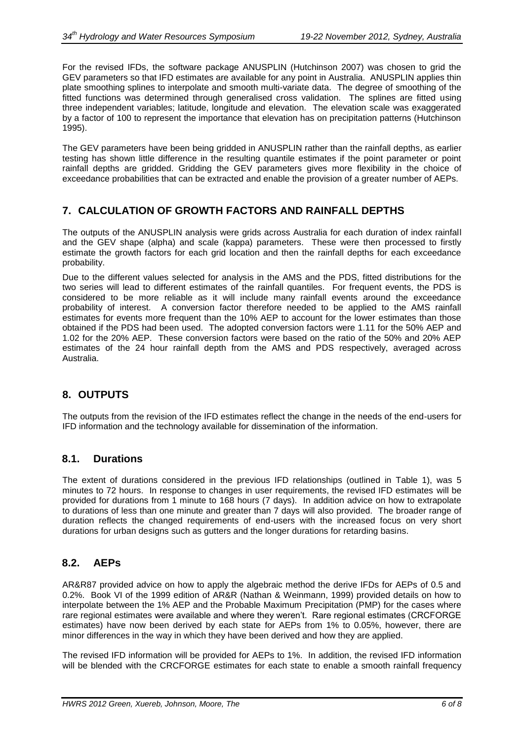For the revised IFDs, the software package ANUSPLIN (Hutchinson 2007) was chosen to grid the GEV parameters so that IFD estimates are available for any point in Australia. ANUSPLIN applies thin plate smoothing splines to interpolate and smooth multi-variate data. The degree of smoothing of the fitted functions was determined through generalised cross validation. The splines are fitted using three independent variables; latitude, longitude and elevation. The elevation scale was exaggerated by a factor of 100 to represent the importance that elevation has on precipitation patterns (Hutchinson 1995).

The GEV parameters have been being gridded in ANUSPLIN rather than the rainfall depths, as earlier testing has shown little difference in the resulting quantile estimates if the point parameter or point rainfall depths are gridded. Gridding the GEV parameters gives more flexibility in the choice of exceedance probabilities that can be extracted and enable the provision of a greater number of AEPs.

## 7. CALCULATION OF GROWTH FACTORS AND RAINFALL DEPTHS

The outputs of the ANUSPLIN analysis were grids across Australia for each duration of index rainfall and the GEV shape (alpha) and scale (kappa) parameters. These were then processed to firstly estimate the growth factors for each grid location and then the rainfall depths for each exceedance probability.

Due to the different values selected for analysis in the AMS and the PDS, fitted distributions for the two series will lead to different estimates of the rainfall quantiles. For frequent events, the PDS is considered to be more reliable as it will include many rainfall events around the exceedance probability of interest. A conversion factor therefore needed to be applied to the AMS rainfall estimates for events more frequent than the 10% AEP to account for the lower estimates than those obtained if the PDS had been used. The adopted conversion factors were 1.11 for the 50% AEP and 1.02 for the 20% AEP. These conversion factors were based on the ratio of the 50% and 20% AEP estimates of the 24 hour rainfall depth from the AMS and PDS respectively, averaged across Australia.

## 8. OUTPUTS

The outputs from the revision of the IFD estimates reflect the change in the needs of the end-users for IFD information and the technology available for dissemination of the information.

### 8.1. Durations

The extent of durations considered in the previous IFD relationships (outlined in Table 1), was 5 minutes to 72 hours. In response to changes in user requirements, the revised IFD estimates will be provided for durations from 1 minute to 168 hours (7 days). In addition advice on how to extrapolate to durations of less than one minute and greater than 7 days will also provided. The broader range of duration reflects the changed requirements of end-users with the increased focus on very short durations for urban designs such as gutters and the longer durations for retarding basins.

### 8.2. AEPs

AR&R87 provided advice on how to apply the algebraic method the derive IFDs for AEPs of 0.5 and 0.2%. Book VI of the 1999 edition of AR&R (Nathan & Weinmann, 1999) provided details on how to interpolate between the 1% AEP and the Probable Maximum Precipitation (PMP) for the cases where rare regional estimates were available and where they weren't. Rare regional estimates (CRCFORGE estimates) have now been derived by each state for AEPs from 1% to 0.05%, however, there are minor differences in the way in which they have been derived and how they are applied.

The revised IFD information will be provided for AEPs to 1%. In addition, the revised IFD information will be blended with the CRCFORGE estimates for each state to enable a smooth rainfall frequency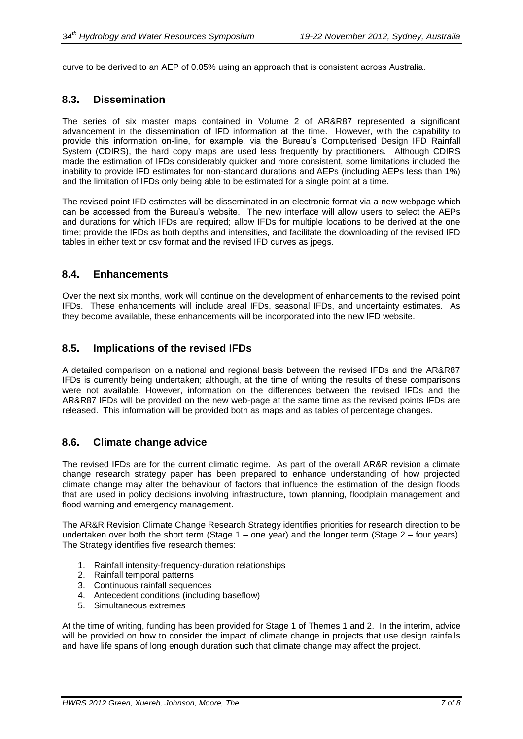curve to be derived to an AEP of 0.05% using an approach that is consistent across Australia.

## 8.3. Dissemination

The series of six master maps contained in Volume 2 of AR&R87 represented a significant advancement in the dissemination of IFD information at the time. However, with the capability to provide this information on-line, for example, via the Bureau's Computerised Design IFD Rainfall System (CDIRS), the hard copy maps are used less frequently by practitioners. Although CDIRS made the estimation of IFDs considerably quicker and more consistent, some limitations included the inability to provide IFD estimates for non-standard durations and AEPs (including AEPs less than 1%) and the limitation of IFDs only being able to be estimated for a single point at a time.

The revised point IFD estimates will be disseminated in an electronic format via a new webpage which can be accessed from the Bureau's website. The new interface will allow users to select the AEPs and durations for which IFDs are required; allow IFDs for multiple locations to be derived at the one time; provide the IFDs as both depths and intensities, and facilitate the downloading of the revised IFD tables in either text or csv format and the revised IFD curves as jpegs.

## 8.4. Enhancements

Over the next six months, work will continue on the development of enhancements to the revised point IFDs. These enhancements will include areal IFDs, seasonal IFDs, and uncertainty estimates. As they become available, these enhancements will be incorporated into the new IFD website.

## 8.5. Implications of the revised IFDs

A detailed comparison on a national and regional basis between the revised IFDs and the AR&R87 IFDs is currently being undertaken; although, at the time of writing the results of these comparisons were not available. However, information on the differences between the revised IFDs and the AR&R87 IFDs will be provided on the new web-page at the same time as the revised points IFDs are released. This information will be provided both as maps and as tables of percentage changes.

## 8.6. Climate change advice

The revised IFDs are for the current climatic regime. As part of the overall AR&R revision a climate change research strategy paper has been prepared to enhance understanding of how projected climate change may alter the behaviour of factors that influence the estimation of the design floods that are used in policy decisions involving infrastructure, town planning, floodplain management and flood warning and emergency management.

The AR&R Revision Climate Change Research Strategy identifies priorities for research direction to be undertaken over both the short term (Stage 1 – one year) and the longer term (Stage 2 – four years). The Strategy identifies five research themes:

1. Rainfall intensity-frequency-duration relationships
2. Rainfall temporal patterns
3. Continuous rainfall sequences
4. Antecedent conditions (including baseflow)
5. Simultaneous extremes

At the time of writing, funding has been provided for Stage 1 of Themes 1 and 2. In the interim, advice will be provided on how to consider the impact of climate change in projects that use design rainfalls and have life spans of long enough duration such that climate change may affect the project.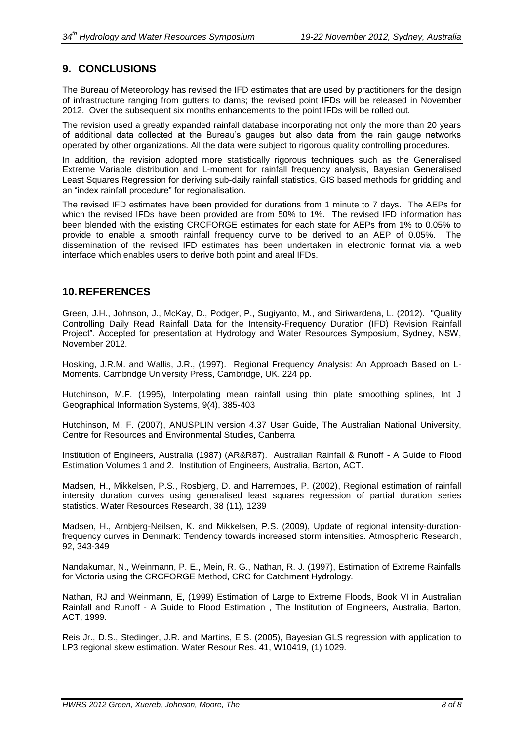## 9. CONCLUSIONS

The Bureau of Meteorology has revised the IFD estimates that are used by practitioners for the design of infrastructure ranging from gutters to dams; the revised point IFDs will be released in November 2012. Over the subsequent six months enhancements to the point IFDs will be rolled out.

The revision used a greatly expanded rainfall database incorporating not only the more than 20 years of additional data collected at the Bureau's gauges but also data from the rain gauge networks operated by other organizations. All the data were subject to rigorous quality controlling procedures.

In addition, the revision adopted more statistically rigorous techniques such as the Generalised Extreme Variable distribution and L-moment for rainfall frequency analysis, Bayesian Generalised Least Squares Regression for deriving sub-daily rainfall statistics, GIS based methods for gridding and an "index rainfall procedure" for regionalisation.

The revised IFD estimates have been provided for durations from 1 minute to 7 days. The AEPs for which the revised IFDs have been provided are from 50% to 1%. The revised IFD information has been blended with the existing CRCFORGE estimates for each state for AEPs from 1% to 0.05% to provide to enable a smooth rainfall frequency curve to be derived to an AEP of 0.05%. The dissemination of the revised IFD estimates has been undertaken in electronic format via a web interface which enables users to derive both point and areal IFDs.

## 10. REFERENCES

Green, J.H., Johnson, J., McKay, D., Podger, P., Sugiyanto, M., and Siriwardena, L. (2012). "Quality Controlling Daily Read Rainfall Data for the Intensity-Frequency Duration (IFD) Revision Rainfall Project". Accepted for presentation at Hydrology and Water Resources Symposium, Sydney, NSW, November 2012.

Hosking, J.R.M. and Wallis, J.R., (1997). Regional Frequency Analysis: An Approach Based on L-Moments. Cambridge University Press, Cambridge, UK. 224 pp.

Hutchinson, M.F. (1995), Interpolating mean rainfall using thin plate smoothing splines, Int J Geographical Information Systems, 9(4), 385-403

Hutchinson, M. F. (2007), ANUSPLIN version 4.37 User Guide, The Australian National University, Centre for Resources and Environmental Studies, Canberra

Institution of Engineers, Australia (1987) (AR&R87). Australian Rainfall & Runoff - A Guide to Flood Estimation Volumes 1 and 2. Institution of Engineers, Australia, Barton, ACT.

Madsen, H., Mikkelsen, P.S., Rosbjerg, D. and Harremoes, P. (2002), Regional estimation of rainfall intensity duration curves using generalised least squares regression of partial duration series statistics. Water Resources Research, 38 (11), 1239

Madsen, H., Arnbjerg-Neilsen, K. and Mikkelsen, P.S. (2009), Update of regional intensity-duration-frequency curves in Denmark: Tendency towards increased storm intensities. Atmospheric Research, 92, 343-349

Nandakumar, N., Weinmann, P. E., Mein, R. G., Nathan, R. J. (1997), Estimation of Extreme Rainfalls for Victoria using the CRCFORGE Method, CRC for Catchment Hydrology.

Nathan, RJ and Weinmann, E, (1999) Estimation of Large to Extreme Floods, Book VI in Australian Rainfall and Runoff - A Guide to Flood Estimation , The Institution of Engineers, Australia, Barton, ACT, 1999.

Reis Jr., D.S., Stedinger, J.R. and Martins, E.S. (2005), Bayesian GLS regression with application to LP3 regional skew estimation. Water Resour Res. 41, W10419, (1) 1029.